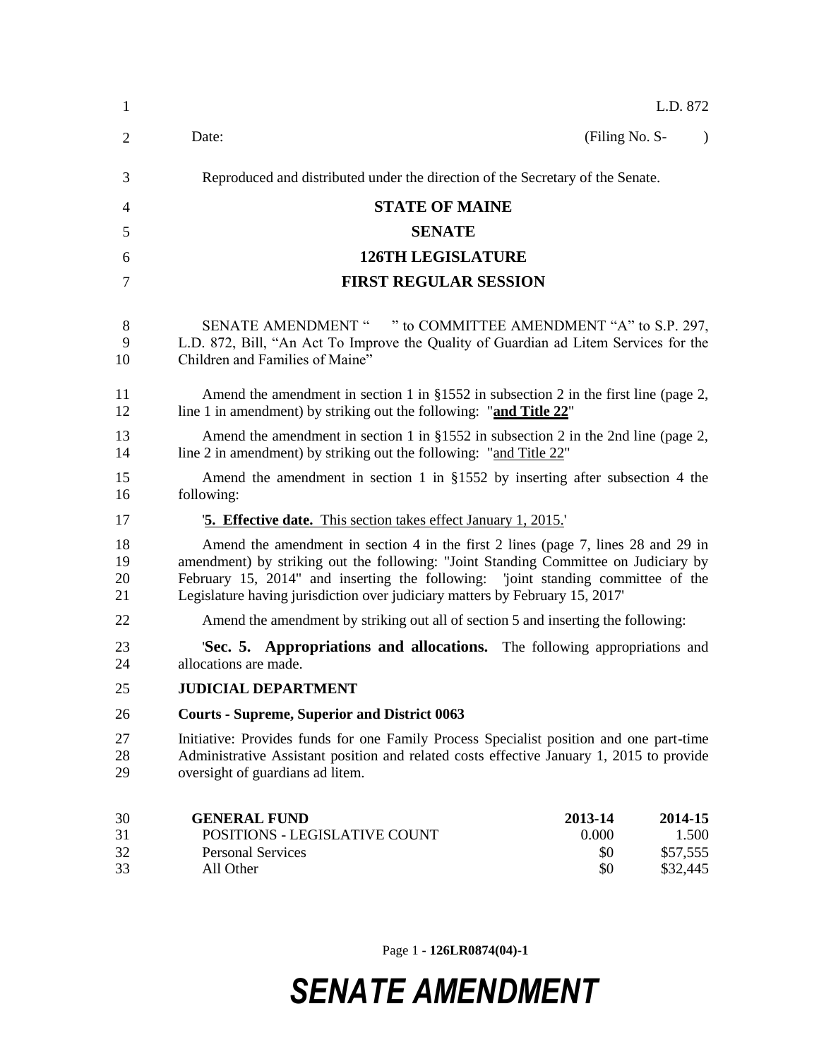L.D. 872

Date: (Filing No. S- )

Reproduced and distributed under the direction of the Secretary of the Senate.

**STATE OF MAINE**

**SENATE**

**126TH LEGISLATURE**

**FIRST REGULAR SESSION**

SENATE AMENDMENT " " to COMMITTEE AMENDMENT "A" to S.P. 297, L.D. 872, Bill, "An Act To Improve the Quality of Guardian ad Litem Services for the Children and Families of Maine"

Amend the amendment in section 1 in §1552 in subsection 2 in the first line (page 2, line 1 in amendment) by striking out the following: "**and Title 22**"

Amend the amendment in section 1 in §1552 in subsection 2 in the 2nd line (page 2, line 2 in amendment) by striking out the following: "and Title 22"

Amend the amendment in section 1 in §1552 by inserting after subsection 4 the following:

'**5. Effective date.** This section takes effect January 1, 2015.'

Amend the amendment in section 4 in the first 2 lines (page 7, lines 28 and 29 in amendment) by striking out the following: "Joint Standing Committee on Judiciary by February 15, 2014" and inserting the following: 'joint standing committee of the Legislature having jurisdiction over judiciary matters by February 15, 2017'

Amend the amendment by striking out all of section 5 and inserting the following:

'**Sec. 5. Appropriations and allocations.** The following appropriations and allocations are made.

**JUDICIAL DEPARTMENT**

**Courts - Supreme, Superior and District 0063**

Initiative: Provides funds for one Family Process Specialist position and one part-time Administrative Assistant position and related costs effective January 1, 2015 to provide oversight of guardians ad litem.

| **GENERAL FUND** | **2013-14** | **2014-15** |
|---|---|---|
| POSITIONS - LEGISLATIVE COUNT | 0.000 | 1.500 |
| Personal Services | $0 | $57,555 |
| All Other | $0 | $32,445 |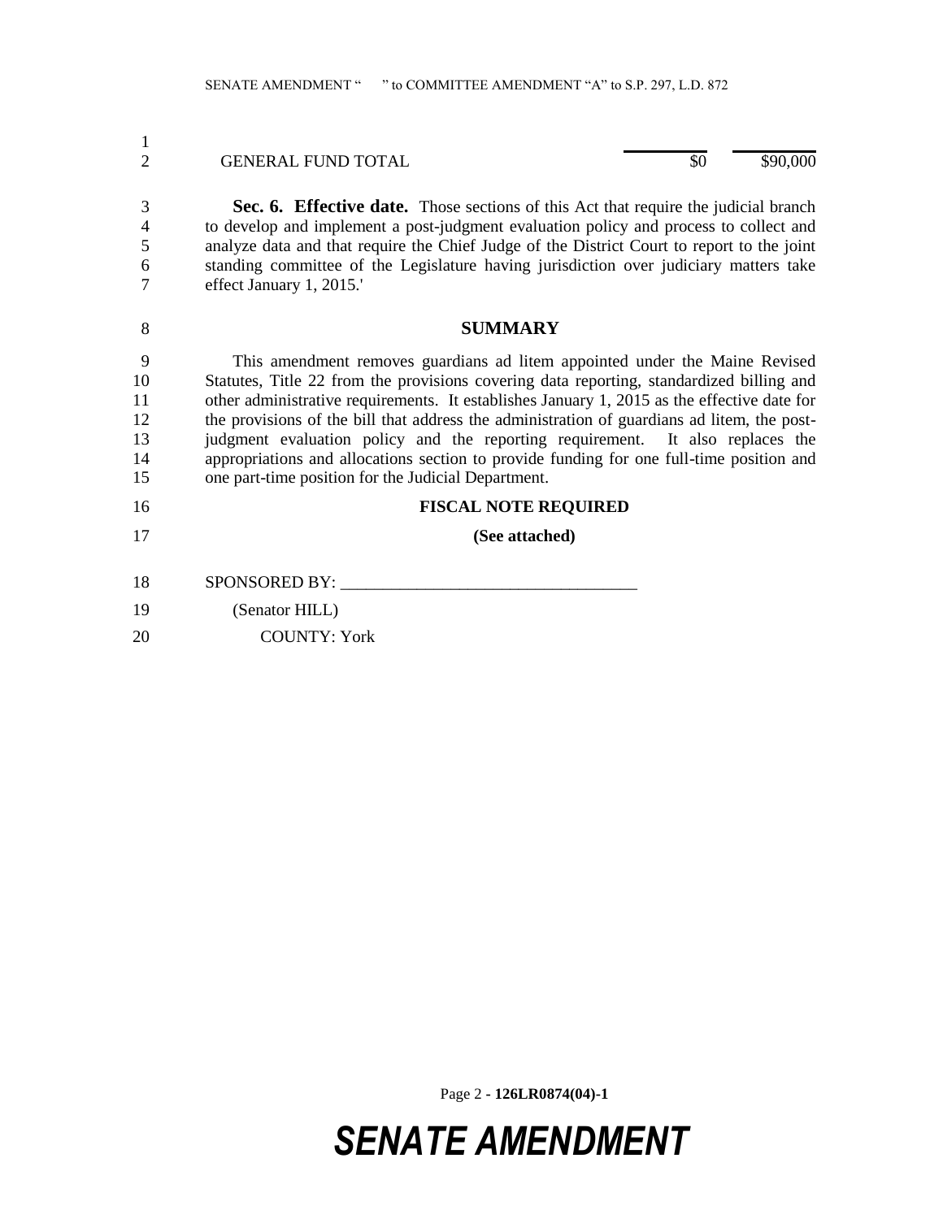| | | |
|---|---|---|
| GENERAL FUND TOTAL | $0 | $90,000 |

**Sec. 6. Effective date.** Those sections of this Act that require the judicial branch to develop and implement a post-judgment evaluation policy and process to collect and analyze data and that require the Chief Judge of the District Court to report to the joint standing committee of the Legislature having jurisdiction over judiciary matters take effect January 1, 2015.'

## SUMMARY

This amendment removes guardians ad litem appointed under the Maine Revised Statutes, Title 22 from the provisions covering data reporting, standardized billing and other administrative requirements. It establishes January 1, 2015 as the effective date for the provisions of the bill that address the administration of guardians ad litem, the post-judgment evaluation policy and the reporting requirement. It also replaces the appropriations and allocations section to provide funding for one full-time position and one part-time position for the Judicial Department.

**FISCAL NOTE REQUIRED**

**(See attached)**

SPONSORED BY: ___________________________________

(Senator HILL)

COUNTY: York

# *SENATE AMENDMENT*